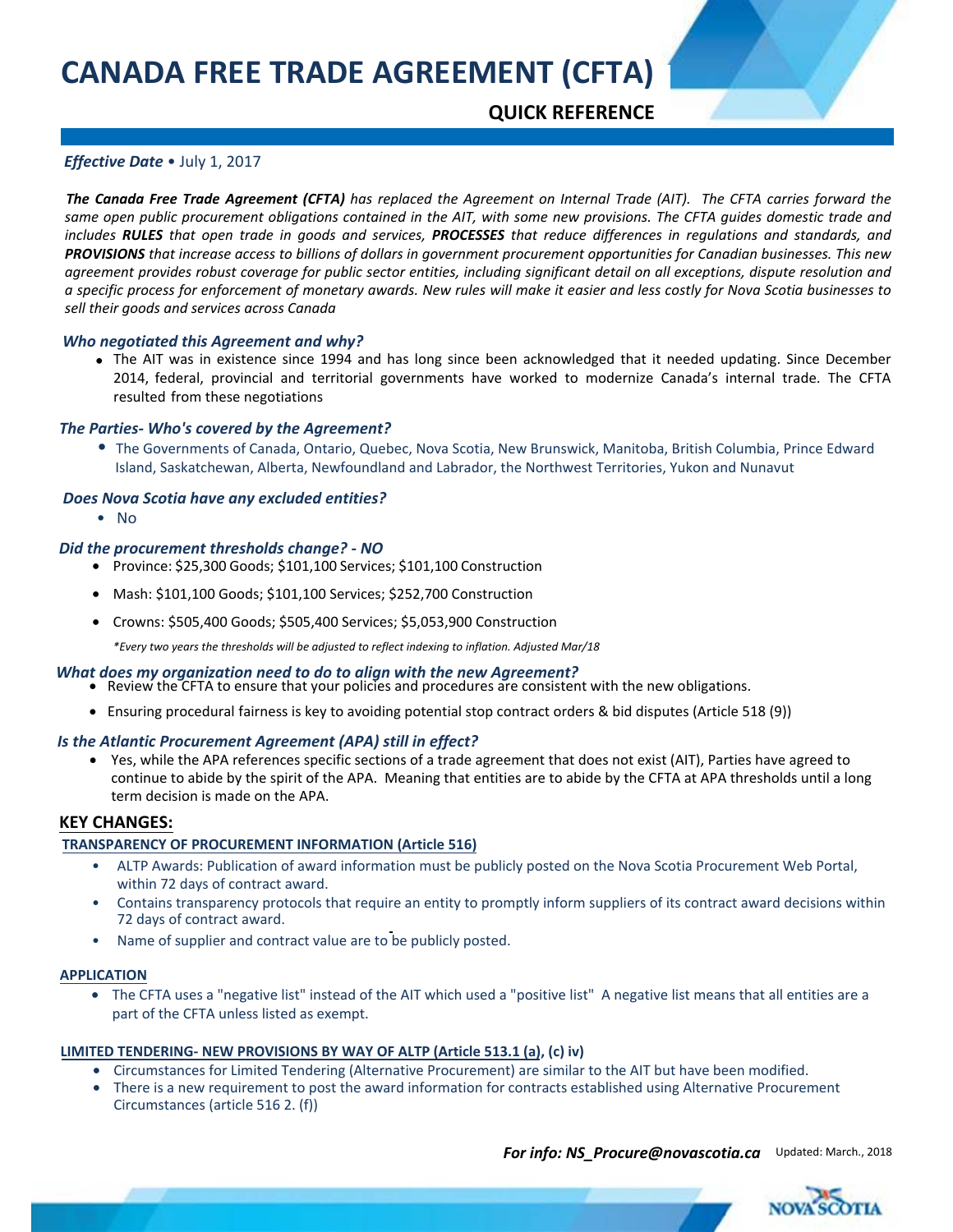# CANADA FREE TRADE AGREEMENT (CFTA)

## QUICK REFERENCE

***Effective Date*** • July 1, 2017

***The Canada Free Trade Agreement (CFTA)*** *has replaced the Agreement on Internal Trade (AIT). The CFTA carries forward the same open public procurement obligations contained in the AIT, with some new provisions. The CFTA guides domestic trade and includes* ***RULES*** *that open trade in goods and services,* ***PROCESSES*** *that reduce differences in regulations and standards, and* ***PROVISIONS*** *that increase access to billions of dollars in government procurement opportunities for Canadian businesses. This new agreement provides robust coverage for public sector entities, including significant detail on all exceptions, dispute resolution and a specific process for enforcement of monetary awards. New rules will make it easier and less costly for Nova Scotia businesses to sell their goods and services across Canada*

### *Who negotiated this Agreement and why?*

- The AIT was in existence since 1994 and has long since been acknowledged that it needed updating. Since December 2014, federal, provincial and territorial governments have worked to modernize Canada's internal trade. The CFTA resulted from these negotiations

### *The Parties- Who's covered by the Agreement?*

- The Governments of Canada, Ontario, Quebec, Nova Scotia, New Brunswick, Manitoba, British Columbia, Prince Edward Island, Saskatchewan, Alberta, Newfoundland and Labrador, the Northwest Territories, Yukon and Nunavut

### *Does Nova Scotia have any excluded entities?*

- No

### *Did the procurement thresholds change? - NO*

- Province: $25,300 Goods; $101,100 Services; $101,100 Construction
- Mash: $101,100 Goods; $101,100 Services; $252,700 Construction
- Crowns: $505,400 Goods; $505,400 Services; $5,053,900 Construction

*\*Every two years the thresholds will be adjusted to reflect indexing to inflation. Adjusted Mar/18*

### *What does my organization need to do to align with the new Agreement?*

- Review the CFTA to ensure that your policies and procedures are consistent with the new obligations.
- Ensuring procedural fairness is key to avoiding potential stop contract orders & bid disputes (Article 518 (9))

### *Is the Atlantic Procurement Agreement (APA) still in effect?*

- Yes, while the APA references specific sections of a trade agreement that does not exist (AIT), Parties have agreed to continue to abide by the spirit of the APA. Meaning that entities are to abide by the CFTA at APA thresholds until a long term decision is made on the APA.

## KEY CHANGES:

### TRANSPARENCY OF PROCUREMENT INFORMATION (Article 516)

- ALTP Awards: Publication of award information must be publicly posted on the Nova Scotia Procurement Web Portal, within 72 days of contract award.
- Contains transparency protocols that require an entity to promptly inform suppliers of its contract award decisions within 72 days of contract award.
- Name of supplier and contract value are to be publicly posted.

### APPLICATION

- The CFTA uses a "negative list" instead of the AIT which used a "positive list" A negative list means that all entities are a part of the CFTA unless listed as exempt.

### LIMITED TENDERING- NEW PROVISIONS BY WAY OF ALTP (Article 513.1 (a), (c) iv)

- Circumstances for Limited Tendering (Alternative Procurement) are similar to the AIT but have been modified.
- There is a new requirement to post the award information for contracts established using Alternative Procurement Circumstances (article 516 2. (f))

***For info: NS_Procure@novascotia.ca*** Updated: March., 2018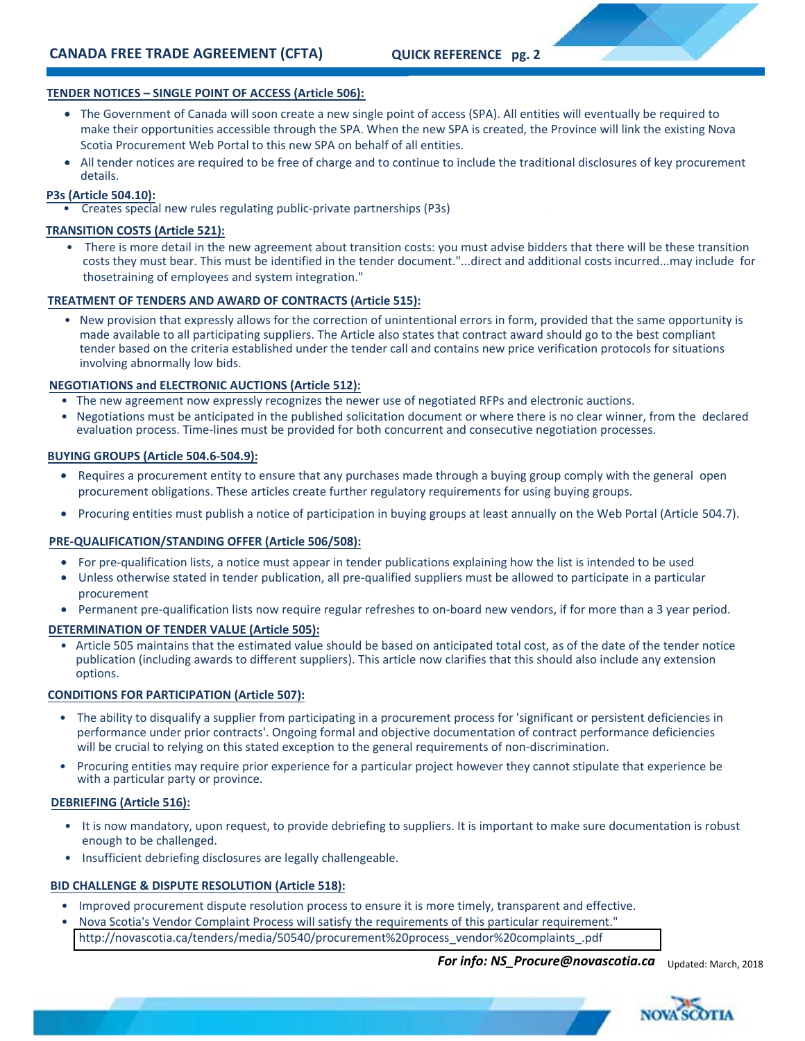# CANADA FREE TRADE AGREEMENT (CFTA)

**QUICK REFERENCE pg. 2**

## TENDER NOTICES – SINGLE POINT OF ACCESS (Article 506):

- The Government of Canada will soon create a new single point of access (SPA). All entities will eventually be required to make their opportunities accessible through the SPA. When the new SPA is created, the Province will link the existing Nova Scotia Procurement Web Portal to this new SPA on behalf of all entities.
- All tender notices are required to be free of charge and to continue to include the traditional disclosures of key procurement details.

## P3s (Article 504.10):

- Creates special new rules regulating public-private partnerships (P3s)

## TRANSITION COSTS (Article 521):

- There is more detail in the new agreement about transition costs: you must advise bidders that there will be these transition costs they must bear. This must be identified in the tender document."...direct and additional costs incurred...may include for thosetraining of employees and system integration."

## TREATMENT OF TENDERS AND AWARD OF CONTRACTS (Article 515):

- New provision that expressly allows for the correction of unintentional errors in form, provided that the same opportunity is made available to all participating suppliers. The Article also states that contract award should go to the best compliant tender based on the criteria established under the tender call and contains new price verification protocols for situations involving abnormally low bids.

## NEGOTIATIONS and ELECTRONIC AUCTIONS (Article 512):

- The new agreement now expressly recognizes the newer use of negotiated RFPs and electronic auctions.
- Negotiations must be anticipated in the published solicitation document or where there is no clear winner, from the declared evaluation process. Time-lines must be provided for both concurrent and consecutive negotiation processes.

## BUYING GROUPS (Article 504.6-504.9):

- Requires a procurement entity to ensure that any purchases made through a buying group comply with the general open procurement obligations. These articles create further regulatory requirements for using buying groups.
- Procuring entities must publish a notice of participation in buying groups at least annually on the Web Portal (Article 504.7).

## PRE-QUALIFICATION/STANDING OFFER (Article 506/508):

- For pre-qualification lists, a notice must appear in tender publications explaining how the list is intended to be used
- Unless otherwise stated in tender publication, all pre-qualified suppliers must be allowed to participate in a particular procurement
- Permanent pre-qualification lists now require regular refreshes to on-board new vendors, if for more than a 3 year period.

## DETERMINATION OF TENDER VALUE (Article 505):

- Article 505 maintains that the estimated value should be based on anticipated total cost, as of the date of the tender notice publication (including awards to different suppliers). This article now clarifies that this should also include any extension options.

## CONDITIONS FOR PARTICIPATION (Article 507):

- The ability to disqualify a supplier from participating in a procurement process for 'significant or persistent deficiencies in performance under prior contracts'. Ongoing formal and objective documentation of contract performance deficiencies will be crucial to relying on this stated exception to the general requirements of non-discrimination.
- Procuring entities may require prior experience for a particular project however they cannot stipulate that experience be with a particular party or province.

## DEBRIEFING (Article 516):

- It is now mandatory, upon request, to provide debriefing to suppliers. It is important to make sure documentation is robust enough to be challenged.
- Insufficient debriefing disclosures are legally challengeable.

## BID CHALLENGE & DISPUTE RESOLUTION (Article 518):

- Improved procurement dispute resolution process to ensure it is more timely, transparent and effective.
- Nova Scotia's Vendor Complaint Process will satisfy the requirements of this particular requirement."

http://novascotia.ca/tenders/media/50540/procurement%20process_vendor%20complaints_.pdf

***For info: NS_Procure@novascotia.ca*** Updated: March, 2018